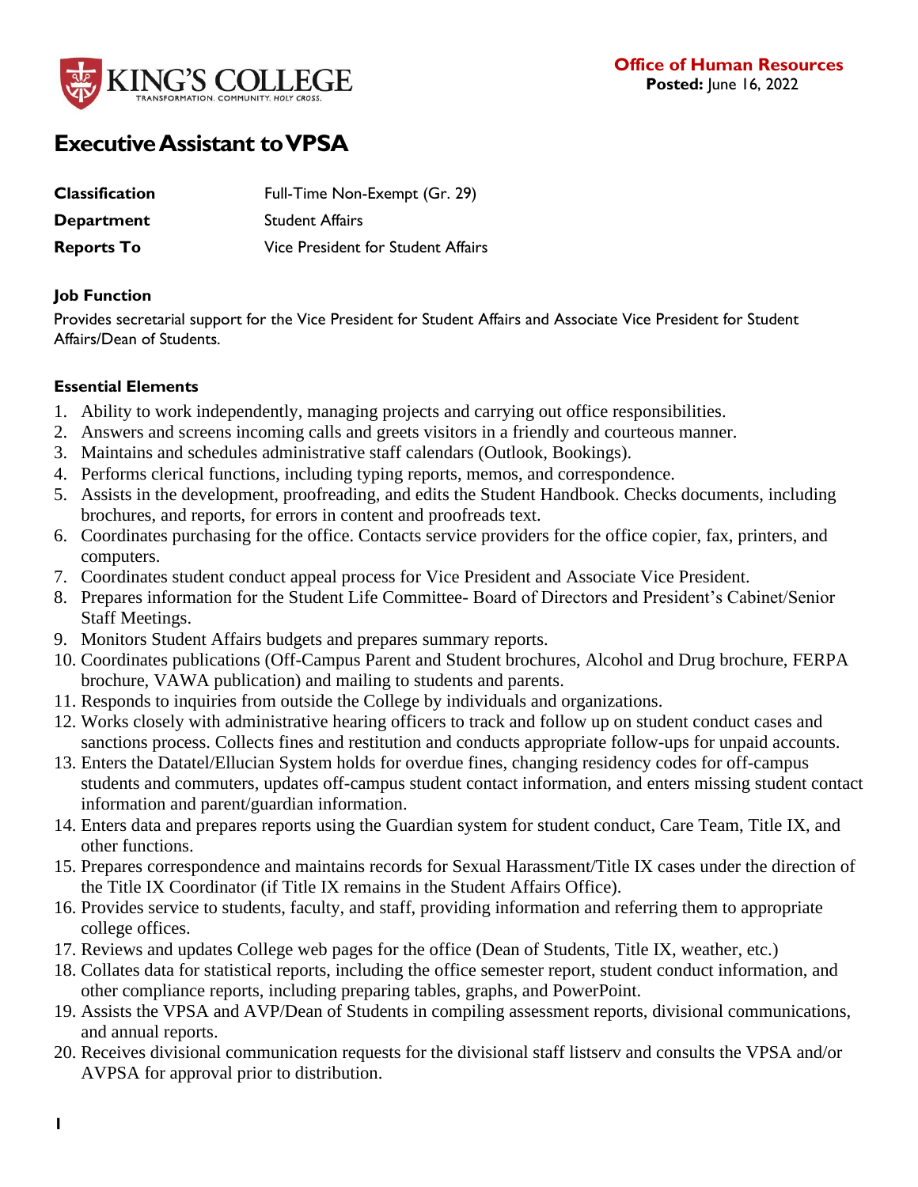KING'S COLLEGE
TRANSFORMATION. COMMUNITY. *HOLY CROSS.*

**Office of Human Resources**
**Posted:** June 16, 2022

# Executive Assistant to VPSA

| | |
|---|---|
| **Classification** | Full-Time Non-Exempt (Gr. 29) |
| **Department** | Student Affairs |
| **Reports To** | Vice President for Student Affairs |

**Job Function**

Provides secretarial support for the Vice President for Student Affairs and Associate Vice President for Student Affairs/Dean of Students.

**Essential Elements**

1. Ability to work independently, managing projects and carrying out office responsibilities.
2. Answers and screens incoming calls and greets visitors in a friendly and courteous manner.
3. Maintains and schedules administrative staff calendars (Outlook, Bookings).
4. Performs clerical functions, including typing reports, memos, and correspondence.
5. Assists in the development, proofreading, and edits the Student Handbook. Checks documents, including brochures, and reports, for errors in content and proofreads text.
6. Coordinates purchasing for the office. Contacts service providers for the office copier, fax, printers, and computers.
7. Coordinates student conduct appeal process for Vice President and Associate Vice President.
8. Prepares information for the Student Life Committee- Board of Directors and President's Cabinet/Senior Staff Meetings.
9. Monitors Student Affairs budgets and prepares summary reports.
10. Coordinates publications (Off-Campus Parent and Student brochures, Alcohol and Drug brochure, FERPA brochure, VAWA publication) and mailing to students and parents.
11. Responds to inquiries from outside the College by individuals and organizations.
12. Works closely with administrative hearing officers to track and follow up on student conduct cases and sanctions process. Collects fines and restitution and conducts appropriate follow-ups for unpaid accounts.
13. Enters the Datatel/Ellucian System holds for overdue fines, changing residency codes for off-campus students and commuters, updates off-campus student contact information, and enters missing student contact information and parent/guardian information.
14. Enters data and prepares reports using the Guardian system for student conduct, Care Team, Title IX, and other functions.
15. Prepares correspondence and maintains records for Sexual Harassment/Title IX cases under the direction of the Title IX Coordinator (if Title IX remains in the Student Affairs Office).
16. Provides service to students, faculty, and staff, providing information and referring them to appropriate college offices.
17. Reviews and updates College web pages for the office (Dean of Students, Title IX, weather, etc.)
18. Collates data for statistical reports, including the office semester report, student conduct information, and other compliance reports, including preparing tables, graphs, and PowerPoint.
19. Assists the VPSA and AVP/Dean of Students in compiling assessment reports, divisional communications, and annual reports.
20. Receives divisional communication requests for the divisional staff listserv and consults the VPSA and/or AVPSA for approval prior to distribution.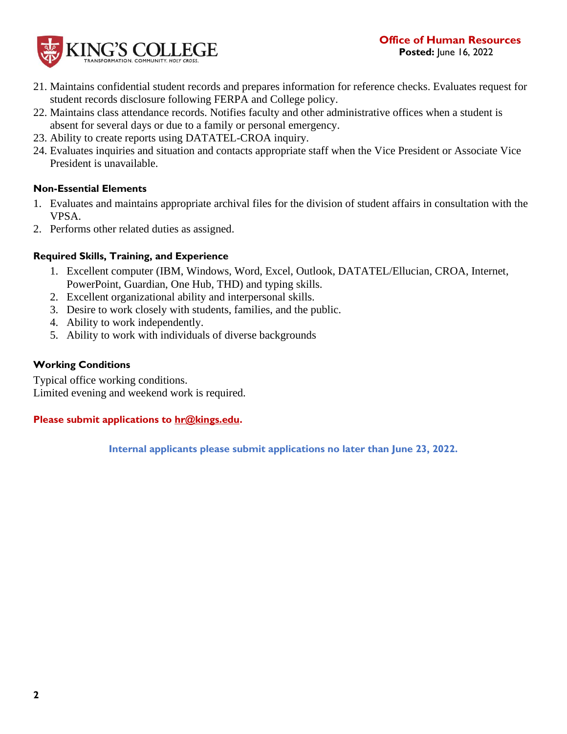21. Maintains confidential student records and prepares information for reference checks. Evaluates request for student records disclosure following FERPA and College policy.
22. Maintains class attendance records. Notifies faculty and other administrative offices when a student is absent for several days or due to a family or personal emergency.
23. Ability to create reports using DATATEL-CROA inquiry.
24. Evaluates inquiries and situation and contacts appropriate staff when the Vice President or Associate Vice President is unavailable.

#### Non-Essential Elements

1. Evaluates and maintains appropriate archival files for the division of student affairs in consultation with the VPSA.
2. Performs other related duties as assigned.

#### Required Skills, Training, and Experience

1. Excellent computer (IBM, Windows, Word, Excel, Outlook, DATATEL/Ellucian, CROA, Internet, PowerPoint, Guardian, One Hub, THD) and typing skills.
2. Excellent organizational ability and interpersonal skills.
3. Desire to work closely with students, families, and the public.
4. Ability to work independently.
5. Ability to work with individuals of diverse backgrounds

#### Working Conditions

Typical office working conditions.
Limited evening and weekend work is required.

**Please submit applications to hr@kings.edu.**

**Internal applicants please submit applications no later than June 23, 2022.**